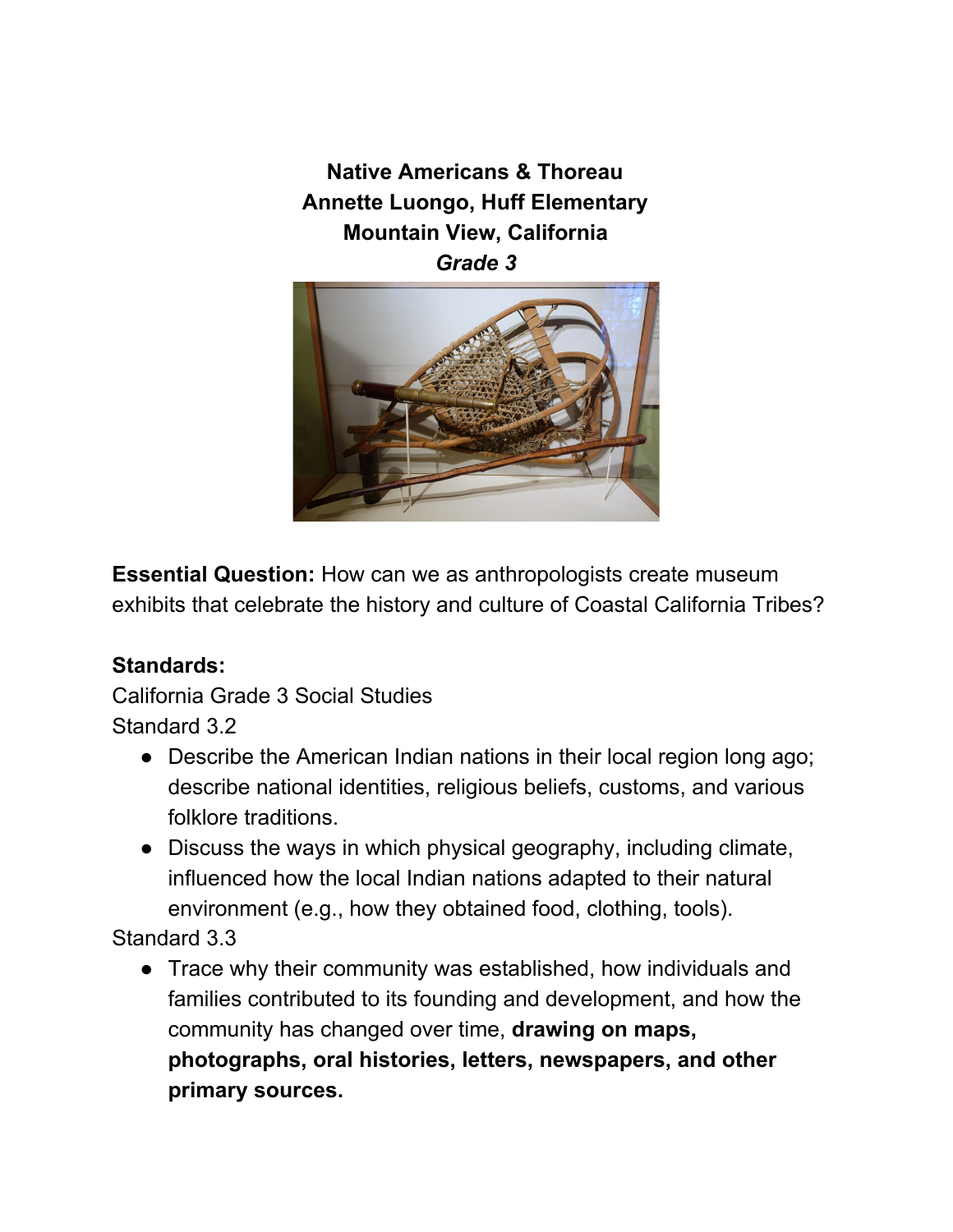**Native Americans & Thoreau**
**Annette Luongo, Huff Elementary**
**Mountain View, California**
***Grade 3***

**Essential Question:** How can we as anthropologists create museum exhibits that celebrate the history and culture of Coastal California Tribes?

**Standards:**

California Grade 3 Social Studies

Standard 3.2

- Describe the American Indian nations in their local region long ago; describe national identities, religious beliefs, customs, and various folklore traditions.
- Discuss the ways in which physical geography, including climate, influenced how the local Indian nations adapted to their natural environment (e.g., how they obtained food, clothing, tools).

Standard 3.3

- Trace why their community was established, how individuals and families contributed to its founding and development, and how the community has changed over time, **drawing on maps, photographs, oral histories, letters, newspapers, and other primary sources.**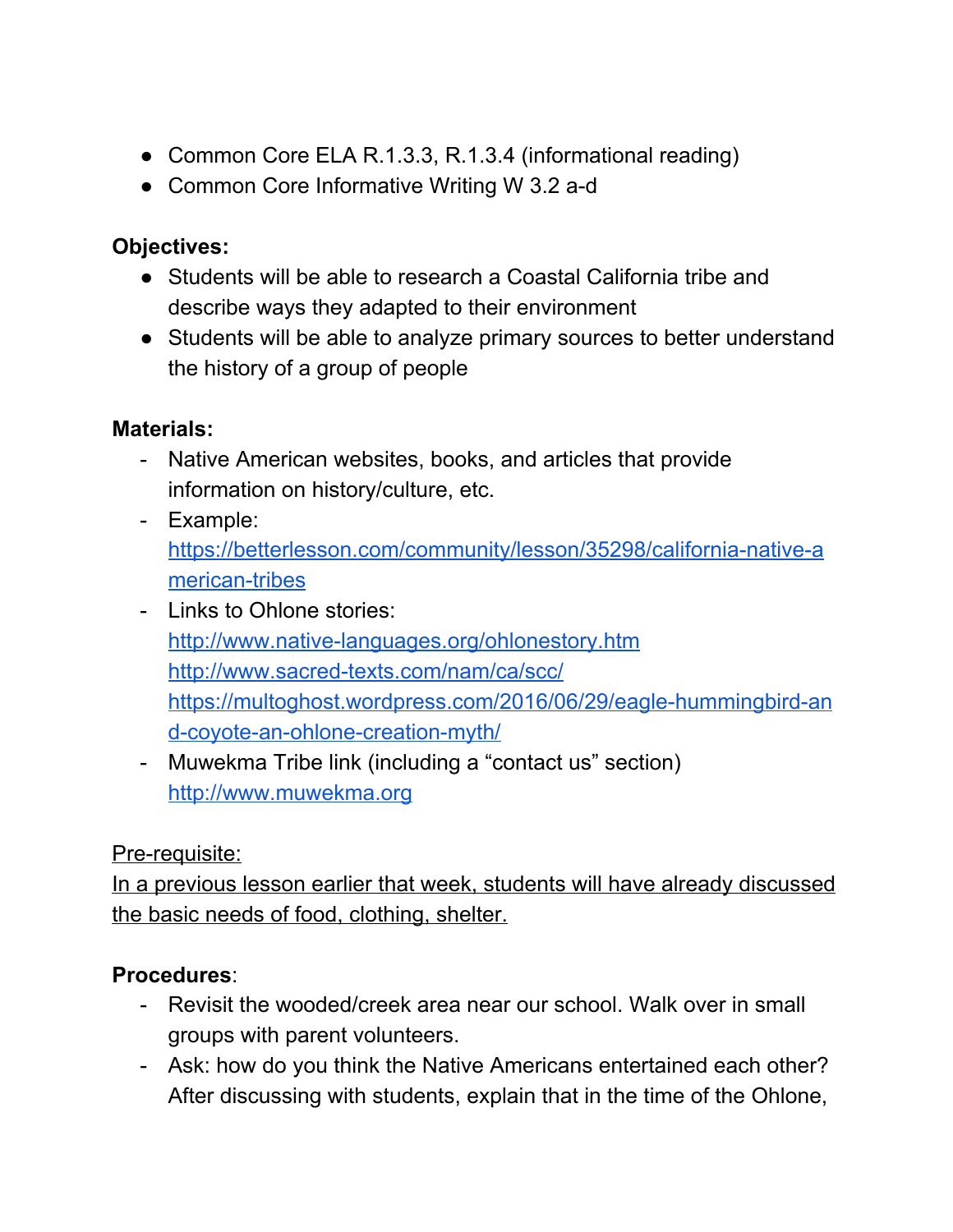- Common Core ELA R.1.3.3, R.1.3.4 (informational reading)
- Common Core Informative Writing W 3.2 a-d

**Objectives:**

- Students will be able to research a Coastal California tribe and describe ways they adapted to their environment
- Students will be able to analyze primary sources to better understand the history of a group of people

**Materials:**

- Native American websites, books, and articles that provide information on history/culture, etc.
- Example: [https://betterlesson.com/community/lesson/35298/california-native-american-tribes](https://betterlesson.com/community/lesson/35298/california-native-american-tribes)
- Links to Ohlone stories: [http://www.native-languages.org/ohlonestory.htm](http://www.native-languages.org/ohlonestory.htm) [http://www.sacred-texts.com/nam/ca/scc/](http://www.sacred-texts.com/nam/ca/scc/) [https://multoghost.wordpress.com/2016/06/29/eagle-hummingbird-and-coyote-an-ohlone-creation-myth/](https://multoghost.wordpress.com/2016/06/29/eagle-hummingbird-and-coyote-an-ohlone-creation-myth/)
- Muwekma Tribe link (including a "contact us" section) [http://www.muwekma.org](http://www.muwekma.org)

<u>Pre-requisite:</u>

<u>In a previous lesson earlier that week, students will have already discussed the basic needs of food, clothing, shelter.</u>

**Procedures**:

- Revisit the wooded/creek area near our school. Walk over in small groups with parent volunteers.
- Ask: how do you think the Native Americans entertained each other? After discussing with students, explain that in the time of the Ohlone,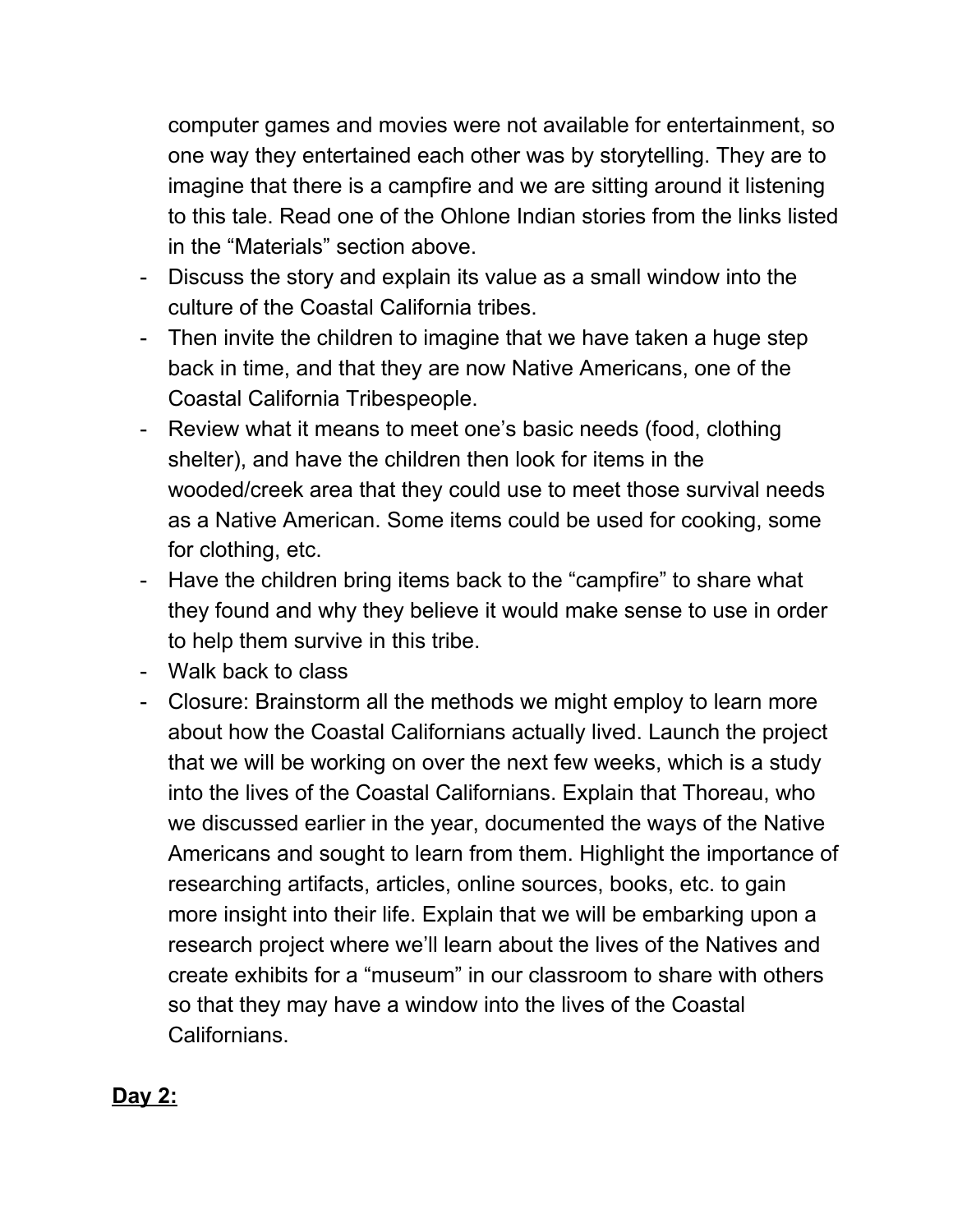computer games and movies were not available for entertainment, so one way they entertained each other was by storytelling. They are to imagine that there is a campfire and we are sitting around it listening to this tale. Read one of the Ohlone Indian stories from the links listed in the "Materials" section above.

- Discuss the story and explain its value as a small window into the culture of the Coastal California tribes.
- Then invite the children to imagine that we have taken a huge step back in time, and that they are now Native Americans, one of the Coastal California Tribespeople.
- Review what it means to meet one's basic needs (food, clothing shelter), and have the children then look for items in the wooded/creek area that they could use to meet those survival needs as a Native American. Some items could be used for cooking, some for clothing, etc.
- Have the children bring items back to the "campfire" to share what they found and why they believe it would make sense to use in order to help them survive in this tribe.
- Walk back to class
- Closure: Brainstorm all the methods we might employ to learn more about how the Coastal Californians actually lived. Launch the project that we will be working on over the next few weeks, which is a study into the lives of the Coastal Californians. Explain that Thoreau, who we discussed earlier in the year, documented the ways of the Native Americans and sought to learn from them. Highlight the importance of researching artifacts, articles, online sources, books, etc. to gain more insight into their life. Explain that we will be embarking upon a research project where we'll learn about the lives of the Natives and create exhibits for a "museum" in our classroom to share with others so that they may have a window into the lives of the Coastal Californians.

**Day 2:**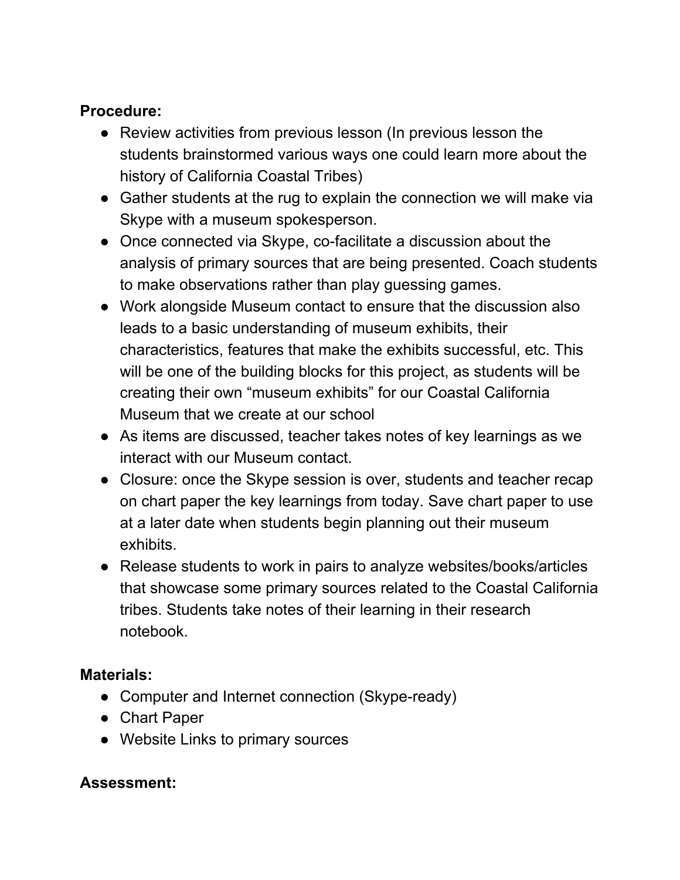**Procedure:**

- Review activities from previous lesson (In previous lesson the students brainstormed various ways one could learn more about the history of California Coastal Tribes)
- Gather students at the rug to explain the connection we will make via Skype with a museum spokesperson.
- Once connected via Skype, co-facilitate a discussion about the analysis of primary sources that are being presented. Coach students to make observations rather than play guessing games.
- Work alongside Museum contact to ensure that the discussion also leads to a basic understanding of museum exhibits, their characteristics, features that make the exhibits successful, etc. This will be one of the building blocks for this project, as students will be creating their own "museum exhibits" for our Coastal California Museum that we create at our school
- As items are discussed, teacher takes notes of key learnings as we interact with our Museum contact.
- Closure: once the Skype session is over, students and teacher recap on chart paper the key learnings from today. Save chart paper to use at a later date when students begin planning out their museum exhibits.
- Release students to work in pairs to analyze websites/books/articles that showcase some primary sources related to the Coastal California tribes. Students take notes of their learning in their research notebook.

**Materials:**

- Computer and Internet connection (Skype-ready)
- Chart Paper
- Website Links to primary sources

**Assessment:**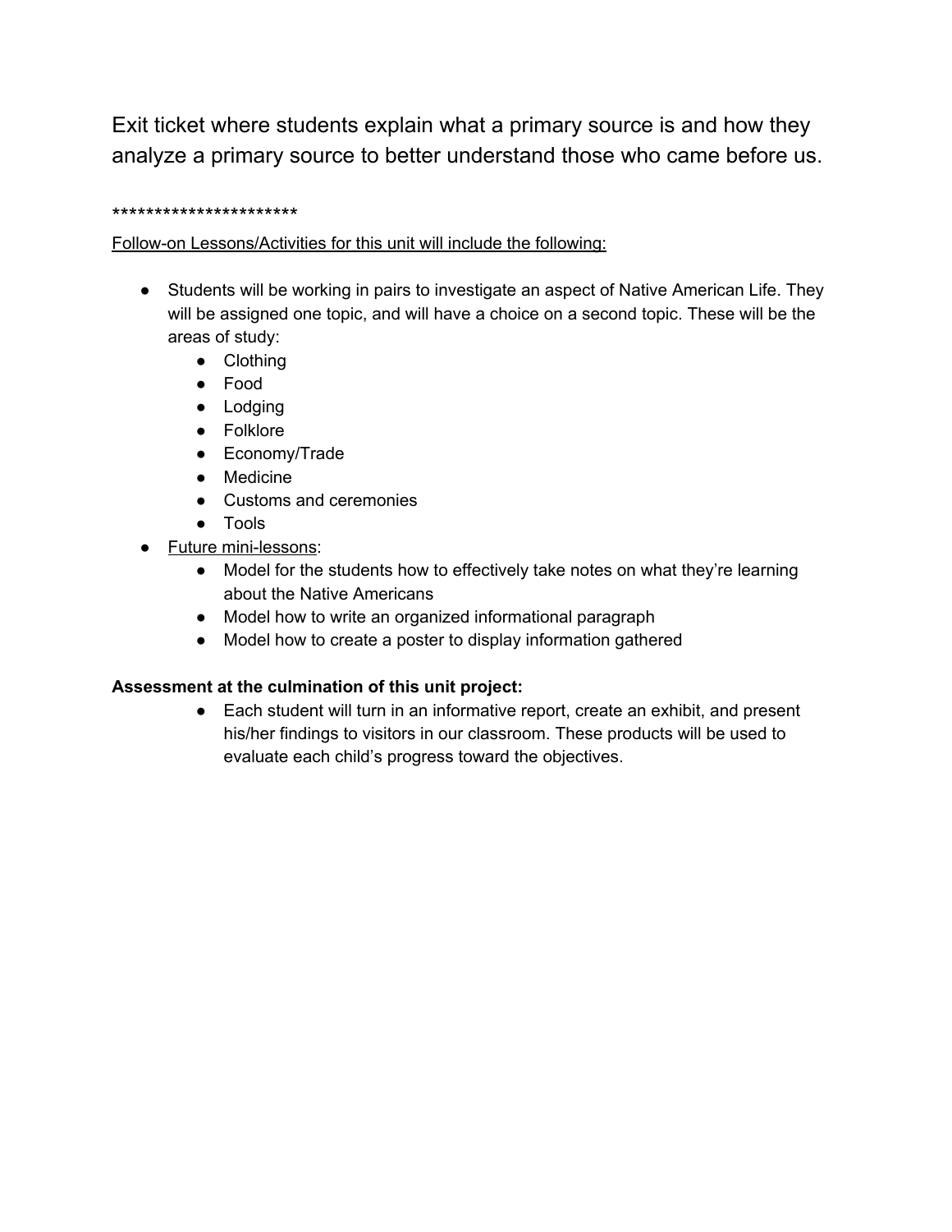Exit ticket where students explain what a primary source is and how they analyze a primary source to better understand those who came before us.

**********************

Follow-on Lessons/Activities for this unit will include the following:

- Students will be working in pairs to investigate an aspect of Native American Life. They will be assigned one topic, and will have a choice on a second topic. These will be the areas of study:
    - Clothing
    - Food
    - Lodging
    - Folklore
    - Economy/Trade
    - Medicine
    - Customs and ceremonies
    - Tools
- Future mini-lessons:
    - Model for the students how to effectively take notes on what they're learning about the Native Americans
    - Model how to write an organized informational paragraph
    - Model how to create a poster to display information gathered

**Assessment at the culmination of this unit project:**

- Each student will turn in an informative report, create an exhibit, and present his/her findings to visitors in our classroom. These products will be used to evaluate each child's progress toward the objectives.